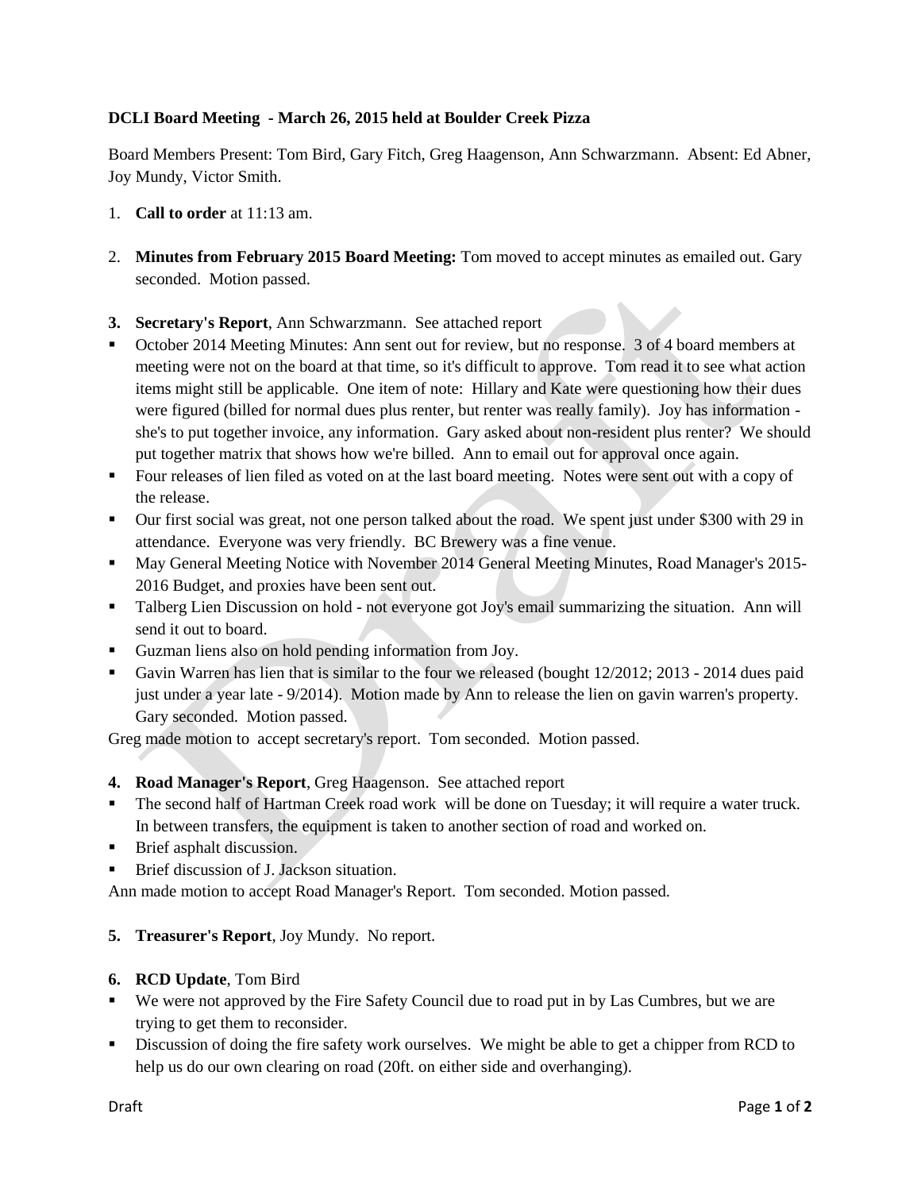**DCLI Board Meeting - March 26, 2015 held at Boulder Creek Pizza**

Board Members Present: Tom Bird, Gary Fitch, Greg Haagenson, Ann Schwarzmann. Absent: Ed Abner, Joy Mundy, Victor Smith.

1. **Call to order** at 11:13 am.

2. **Minutes from February 2015 Board Meeting:** Tom moved to accept minutes as emailed out. Gary seconded. Motion passed.

3. **Secretary's Report**, Ann Schwarzmann. See attached report

- October 2014 Meeting Minutes: Ann sent out for review, but no response. 3 of 4 board members at meeting were not on the board at that time, so it's difficult to approve. Tom read it to see what action items might still be applicable. One item of note: Hillary and Kate were questioning how their dues were figured (billed for normal dues plus renter, but renter was really family). Joy has information - she's to put together invoice, any information. Gary asked about non-resident plus renter? We should put together matrix that shows how we're billed. Ann to email out for approval once again.
- Four releases of lien filed as voted on at the last board meeting. Notes were sent out with a copy of the release.
- Our first social was great, not one person talked about the road. We spent just under $300 with 29 in attendance. Everyone was very friendly. BC Brewery was a fine venue.
- May General Meeting Notice with November 2014 General Meeting Minutes, Road Manager's 2015-2016 Budget, and proxies have been sent out.
- Talberg Lien Discussion on hold - not everyone got Joy's email summarizing the situation. Ann will send it out to board.
- Guzman liens also on hold pending information from Joy.
- Gavin Warren has lien that is similar to the four we released (bought 12/2012; 2013 - 2014 dues paid just under a year late - 9/2014). Motion made by Ann to release the lien on gavin warren's property. Gary seconded. Motion passed.

Greg made motion to accept secretary's report. Tom seconded. Motion passed.

4. **Road Manager's Report**, Greg Haagenson. See attached report

- The second half of Hartman Creek road work will be done on Tuesday; it will require a water truck. In between transfers, the equipment is taken to another section of road and worked on.
- Brief asphalt discussion.
- Brief discussion of J. Jackson situation.

Ann made motion to accept Road Manager's Report. Tom seconded. Motion passed.

5. **Treasurer's Report**, Joy Mundy. No report.

6. **RCD Update**, Tom Bird

- We were not approved by the Fire Safety Council due to road put in by Las Cumbres, but we are trying to get them to reconsider.
- Discussion of doing the fire safety work ourselves. We might be able to get a chipper from RCD to help us do our own clearing on road (20ft. on either side and overhanging).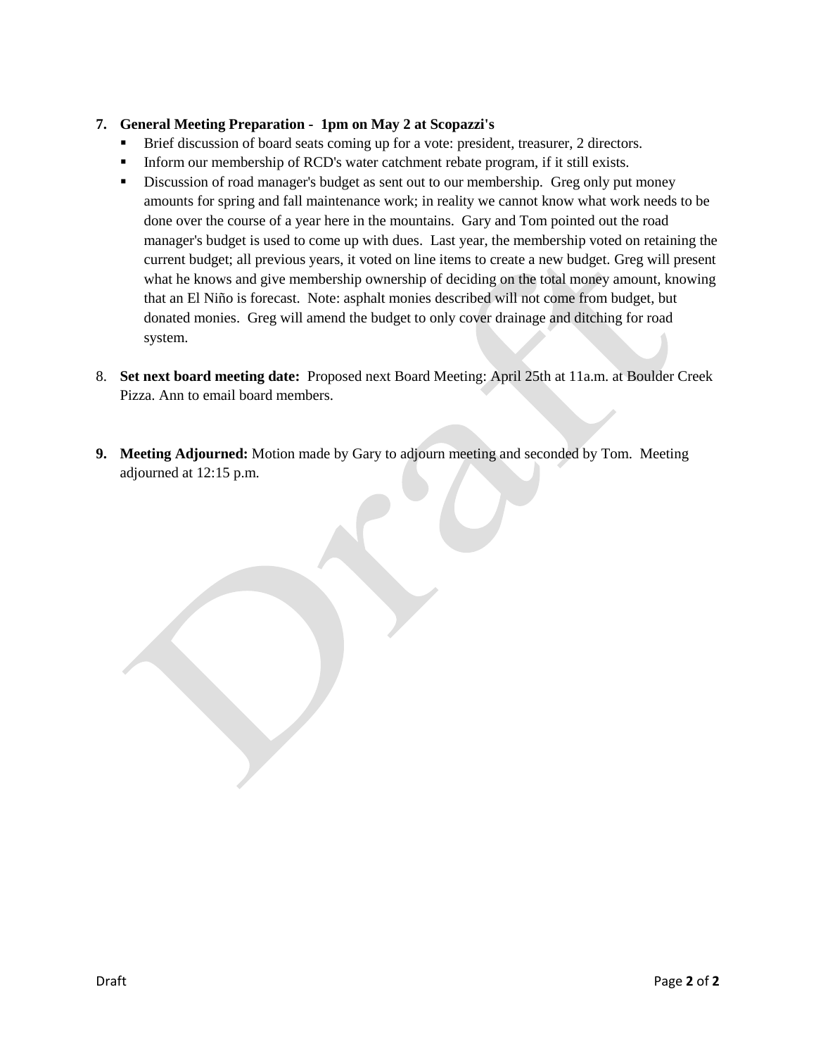7. **General Meeting Preparation - 1pm on May 2 at Scopazzi's**
   - Brief discussion of board seats coming up for a vote: president, treasurer, 2 directors.
   - Inform our membership of RCD's water catchment rebate program, if it still exists.
   - Discussion of road manager's budget as sent out to our membership. Greg only put money amounts for spring and fall maintenance work; in reality we cannot know what work needs to be done over the course of a year here in the mountains. Gary and Tom pointed out the road manager's budget is used to come up with dues. Last year, the membership voted on retaining the current budget; all previous years, it voted on line items to create a new budget. Greg will present what he knows and give membership ownership of deciding on the total money amount, knowing that an El Niño is forecast. Note: asphalt monies described will not come from budget, but donated monies. Greg will amend the budget to only cover drainage and ditching for road system.

8. **Set next board meeting date:** Proposed next Board Meeting: April 25th at 11a.m. at Boulder Creek Pizza. Ann to email board members.

9. **Meeting Adjourned:** Motion made by Gary to adjourn meeting and seconded by Tom. Meeting adjourned at 12:15 p.m.